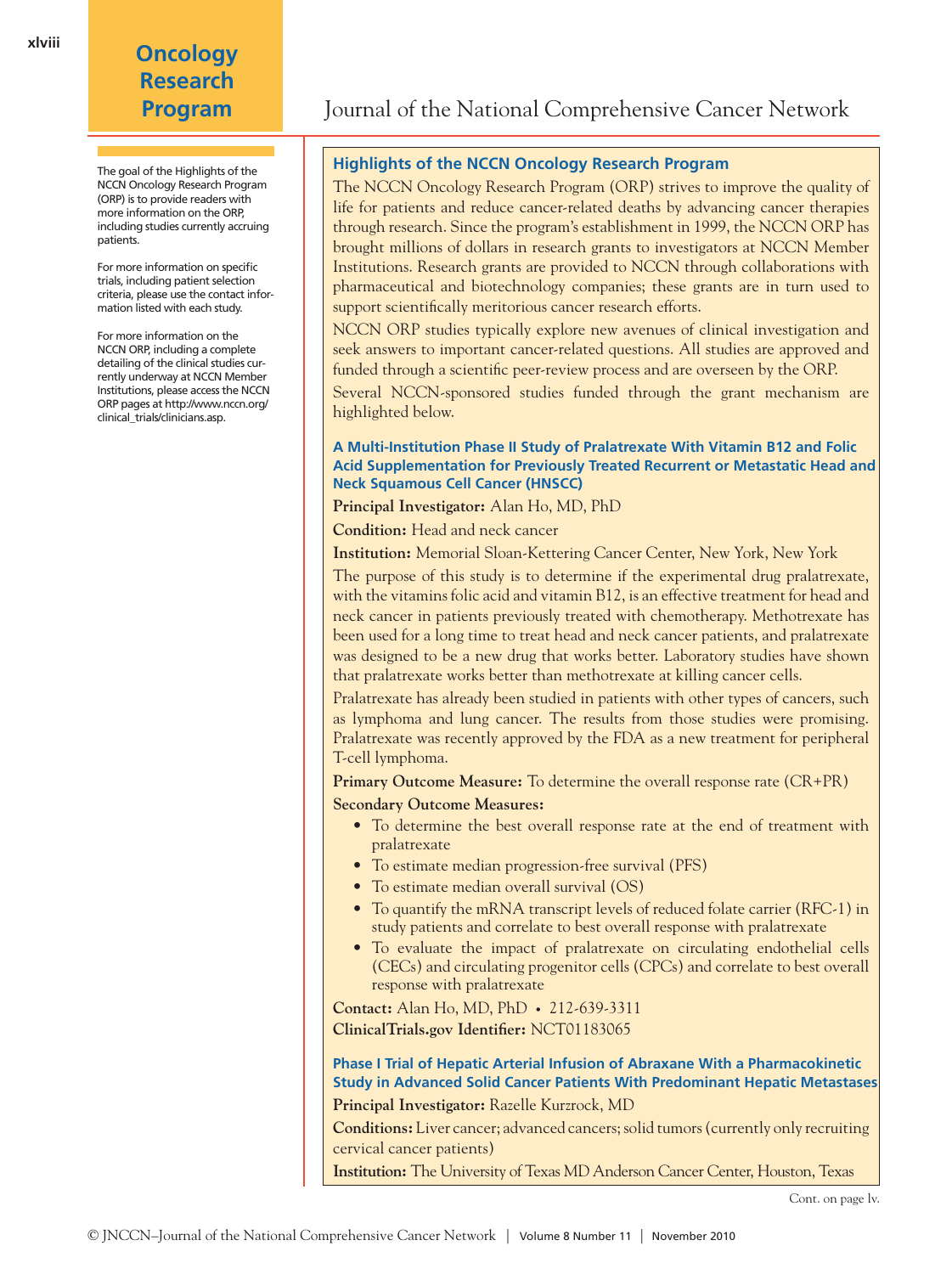# Oncology Research Program

The goal of the Highlights of the NCCN Oncology Research Program (ORP) is to provide readers with more information on the ORP, including studies currently accruing patients.

For more information on specific trials, including patient selection criteria, please use the contact information listed with each study.

For more information on the NCCN ORP, including a complete detailing of the clinical studies currently underway at NCCN Member Institutions, please access the NCCN ORP pages at http://www.nccn.org/clinical_trials/clinicians.asp.

## Highlights of the NCCN Oncology Research Program

The NCCN Oncology Research Program (ORP) strives to improve the quality of life for patients and reduce cancer-related deaths by advancing cancer therapies through research. Since the program's establishment in 1999, the NCCN ORP has brought millions of dollars in research grants to investigators at NCCN Member Institutions. Research grants are provided to NCCN through collaborations with pharmaceutical and biotechnology companies; these grants are in turn used to support scientifically meritorious cancer research efforts.

NCCN ORP studies typically explore new avenues of clinical investigation and seek answers to important cancer-related questions. All studies are approved and funded through a scientific peer-review process and are overseen by the ORP.

Several NCCN-sponsored studies funded through the grant mechanism are highlighted below.

### A Multi-Institution Phase II Study of Pralatrexate With Vitamin B12 and Folic Acid Supplementation for Previously Treated Recurrent or Metastatic Head and Neck Squamous Cell Cancer (HNSCC)

**Principal Investigator:** Alan Ho, MD, PhD

**Condition:** Head and neck cancer

**Institution:** Memorial Sloan-Kettering Cancer Center, New York, New York

The purpose of this study is to determine if the experimental drug pralatrexate, with the vitamins folic acid and vitamin B12, is an effective treatment for head and neck cancer in patients previously treated with chemotherapy. Methotrexate has been used for a long time to treat head and neck cancer patients, and pralatrexate was designed to be a new drug that works better. Laboratory studies have shown that pralatrexate works better than methotrexate at killing cancer cells.

Pralatrexate has already been studied in patients with other types of cancers, such as lymphoma and lung cancer. The results from those studies were promising. Pralatrexate was recently approved by the FDA as a new treatment for peripheral T-cell lymphoma.

**Primary Outcome Measure:** To determine the overall response rate (CR+PR)

**Secondary Outcome Measures:**

- To determine the best overall response rate at the end of treatment with pralatrexate
- To estimate median progression-free survival (PFS)
- To estimate median overall survival (OS)
- To quantify the mRNA transcript levels of reduced folate carrier (RFC-1) in study patients and correlate to best overall response with pralatrexate
- To evaluate the impact of pralatrexate on circulating endothelial cells (CECs) and circulating progenitor cells (CPCs) and correlate to best overall response with pralatrexate

**Contact:** Alan Ho, MD, PhD • 212-639-3311

**ClinicalTrials.gov Identifier:** NCT01183065

### Phase I Trial of Hepatic Arterial Infusion of Abraxane With a Pharmacokinetic Study in Advanced Solid Cancer Patients With Predominant Hepatic Metastases

**Principal Investigator:** Razelle Kurzrock, MD

**Conditions:** Liver cancer; advanced cancers; solid tumors (currently only recruiting cervical cancer patients)

**Institution:** The University of Texas MD Anderson Cancer Center, Houston, Texas

Cont. on page lv.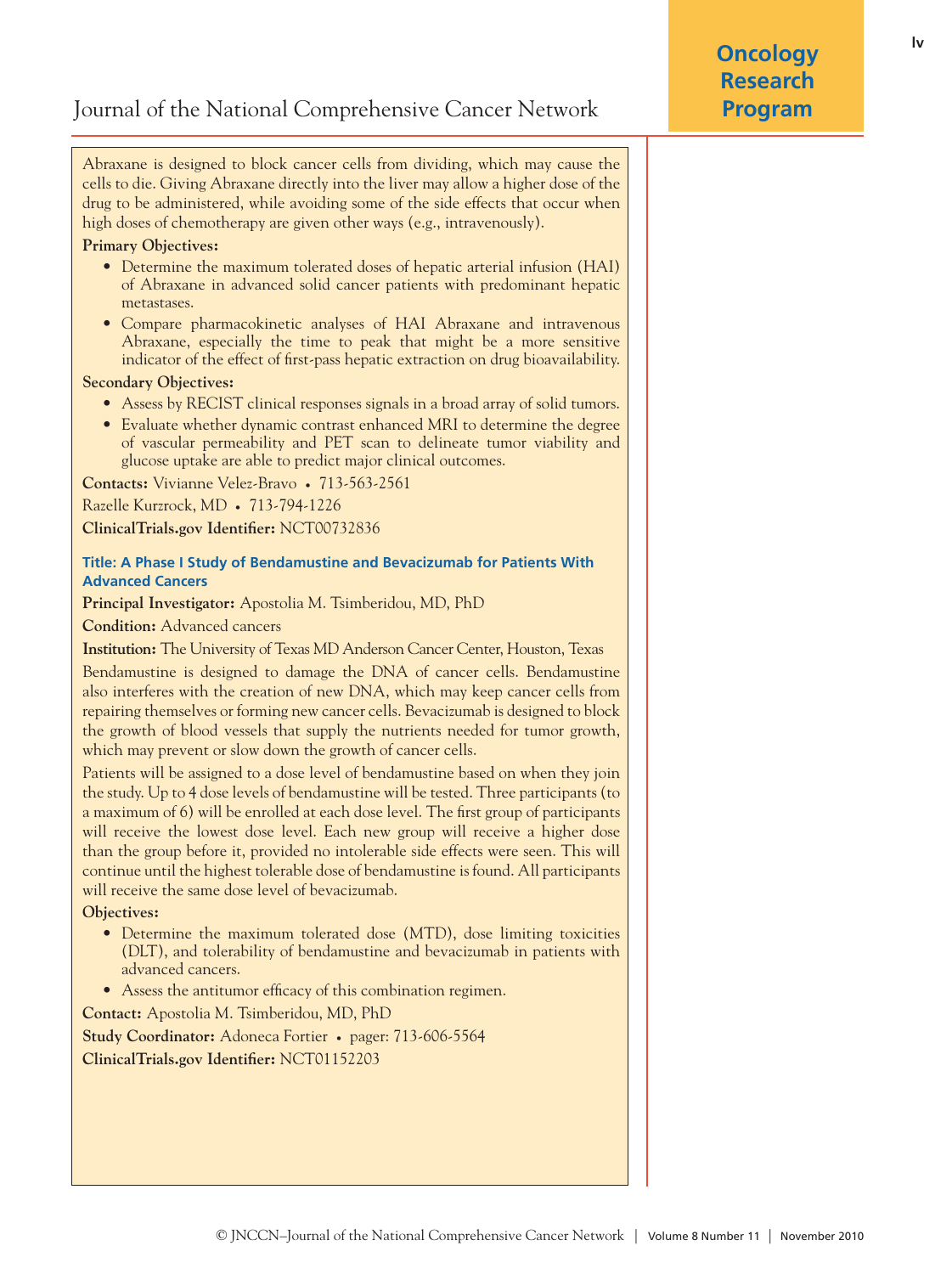Abraxane is designed to block cancer cells from dividing, which may cause the cells to die. Giving Abraxane directly into the liver may allow a higher dose of the drug to be administered, while avoiding some of the side effects that occur when high doses of chemotherapy are given other ways (e.g., intravenously).

**Primary Objectives:**

- Determine the maximum tolerated doses of hepatic arterial infusion (HAI) of Abraxane in advanced solid cancer patients with predominant hepatic metastases.
- Compare pharmacokinetic analyses of HAI Abraxane and intravenous Abraxane, especially the time to peak that might be a more sensitive indicator of the effect of first-pass hepatic extraction on drug bioavailability.

**Secondary Objectives:**

- Assess by RECIST clinical responses signals in a broad array of solid tumors.
- Evaluate whether dynamic contrast enhanced MRI to determine the degree of vascular permeability and PET scan to delineate tumor viability and glucose uptake are able to predict major clinical outcomes.

**Contacts:** Vivianne Velez-Bravo • 713-563-2561

Razelle Kurzrock, MD • 713-794-1226

**ClinicalTrials.gov Identifier:** NCT00732836

### Title: A Phase I Study of Bendamustine and Bevacizumab for Patients With Advanced Cancers

**Principal Investigator:** Apostolia M. Tsimberidou, MD, PhD

**Condition:** Advanced cancers

**Institution:** The University of Texas MD Anderson Cancer Center, Houston, Texas

Bendamustine is designed to damage the DNA of cancer cells. Bendamustine also interferes with the creation of new DNA, which may keep cancer cells from repairing themselves or forming new cancer cells. Bevacizumab is designed to block the growth of blood vessels that supply the nutrients needed for tumor growth, which may prevent or slow down the growth of cancer cells.

Patients will be assigned to a dose level of bendamustine based on when they join the study. Up to 4 dose levels of bendamustine will be tested. Three participants (to a maximum of 6) will be enrolled at each dose level. The first group of participants will receive the lowest dose level. Each new group will receive a higher dose than the group before it, provided no intolerable side effects were seen. This will continue until the highest tolerable dose of bendamustine is found. All participants will receive the same dose level of bevacizumab.

**Objectives:**

- Determine the maximum tolerated dose (MTD), dose limiting toxicities (DLT), and tolerability of bendamustine and bevacizumab in patients with advanced cancers.
- Assess the antitumor efficacy of this combination regimen.

**Contact:** Apostolia M. Tsimberidou, MD, PhD

**Study Coordinator:** Adoneca Fortier • pager: 713-606-5564

**ClinicalTrials.gov Identifier:** NCT01152203